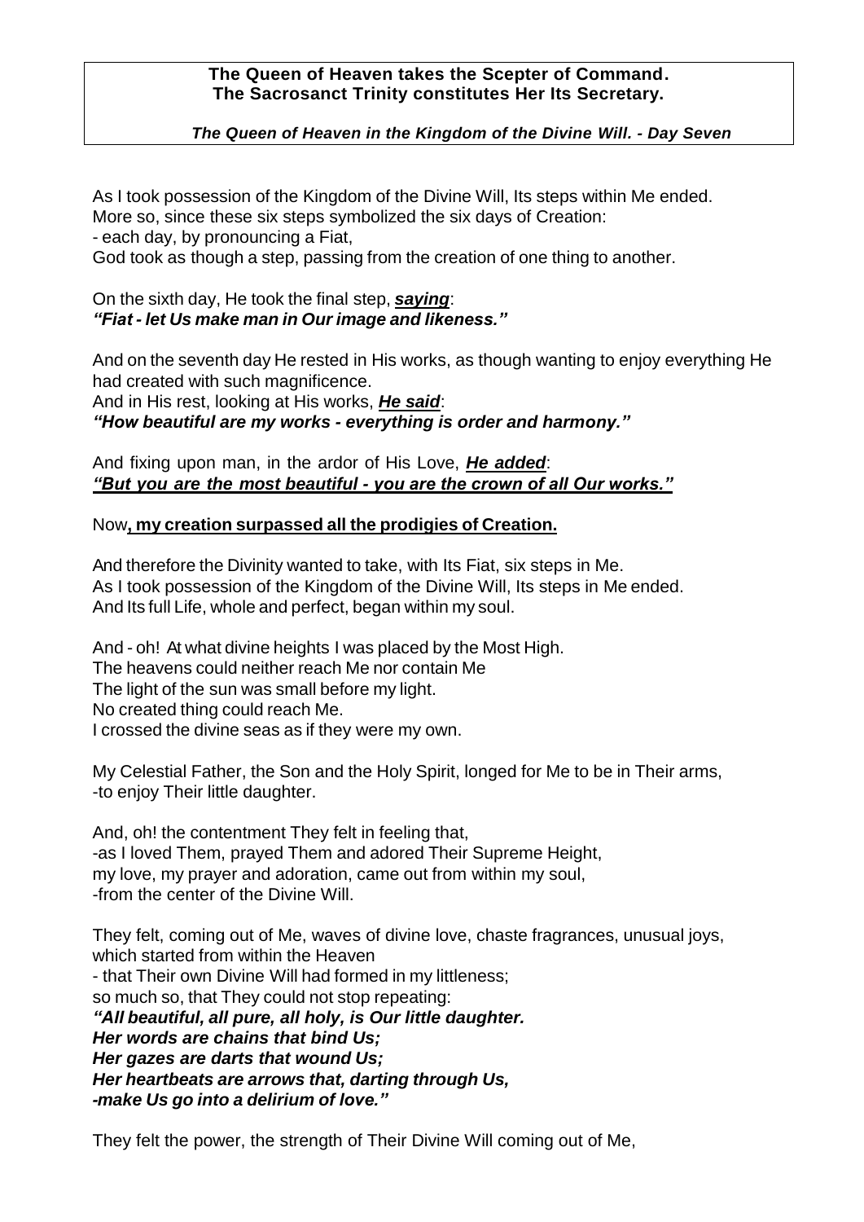**The Queen of Heaven takes the Scepter of Command.**
**The Sacrosanct Trinity constitutes Her Its Secretary.**

***The Queen of Heaven in the Kingdom of the Divine Will. - Day Seven***

As I took possession of the Kingdom of the Divine Will, Its steps within Me ended.
More so, since these six steps symbolized the six days of Creation:
- each day, by pronouncing a Fiat,
God took as though a step, passing from the creation of one thing to another.

On the sixth day, He took the final step, ***saying***:
***"Fiat - let Us make man in Our image and likeness."***

And on the seventh day He rested in His works, as though wanting to enjoy everything He had created with such magnificence.
And in His rest, looking at His works, ***He said***:
***"How beautiful are my works - everything is order and harmony."***

And fixing upon man, in the ardor of His Love, ***He added***:
***"But you are the most beautiful - you are the crown of all Our works."***

Now**, my creation surpassed all the prodigies of Creation.**

And therefore the Divinity wanted to take, with Its Fiat, six steps in Me.
As I took possession of the Kingdom of the Divine Will, Its steps in Me ended.
And Its full Life, whole and perfect, began within my soul.

And - oh! At what divine heights I was placed by the Most High.
The heavens could neither reach Me nor contain Me
The light of the sun was small before my light.
No created thing could reach Me.
I crossed the divine seas as if they were my own.

My Celestial Father, the Son and the Holy Spirit, longed for Me to be in Their arms,
-to enjoy Their little daughter.

And, oh! the contentment They felt in feeling that,
-as I loved Them, prayed Them and adored Their Supreme Height,
my love, my prayer and adoration, came out from within my soul,
-from the center of the Divine Will.

They felt, coming out of Me, waves of divine love, chaste fragrances, unusual joys, which started from within the Heaven
- that Their own Divine Will had formed in my littleness;
so much so, that They could not stop repeating:
***"All beautiful, all pure, all holy, is Our little daughter.***
***Her words are chains that bind Us;***
***Her gazes are darts that wound Us;***
***Her heartbeats are arrows that, darting through Us,***
***-make Us go into a delirium of love."***

They felt the power, the strength of Their Divine Will coming out of Me,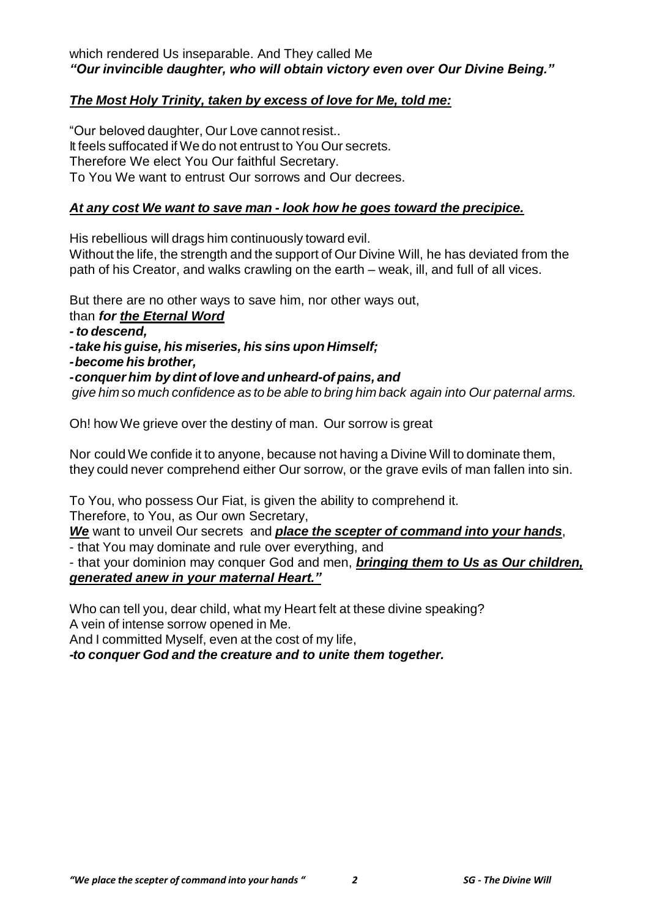which rendered Us inseparable. And They called Me
***"Our invincible daughter, who will obtain victory even over Our Divine Being."***

***<u>The Most Holy Trinity, taken by excess of love for Me, told me:</u>***

"Our beloved daughter, Our Love cannot resist..
It feels suffocated if We do not entrust to You Our secrets.
Therefore We elect You Our faithful Secretary.
To You We want to entrust Our sorrows and Our decrees.

***<u>At any cost We want to save man - look how he goes toward the precipice.</u>***

His rebellious will drags him continuously toward evil.
Without the life, the strength and the support of Our Divine Will, he has deviated from the path of his Creator, and walks crawling on the earth – weak, ill, and full of all vices.

But there are no other ways to save him, nor other ways out,
than ***for <u>the Eternal Word</u>***
***- to descend,***
***- take his guise, his miseries, his sins upon Himself;***
***- become his brother,***
***- conquer him by dint of love and unheard-of pains, and***
*give him so much confidence as to be able to bring him back again into Our paternal arms.*

Oh! how We grieve over the destiny of man. Our sorrow is great

Nor could We confide it to anyone, because not having a Divine Will to dominate them, they could never comprehend either Our sorrow, or the grave evils of man fallen into sin.

To You, who possess Our Fiat, is given the ability to comprehend it.
Therefore, to You, as Our own Secretary,
***<u>We</u>*** want to unveil Our secrets and ***<u>place the scepter of command into your hands</u>***,
- that You may dominate and rule over everything, and
- that your dominion may conquer God and men, ***<u>bringing them to Us as Our children, generated anew in your maternal Heart."</u>***

Who can tell you, dear child, what my Heart felt at these divine speaking?
A vein of intense sorrow opened in Me.
And I committed Myself, even at the cost of my life,
***-to conquer God and the creature and to unite them together.***